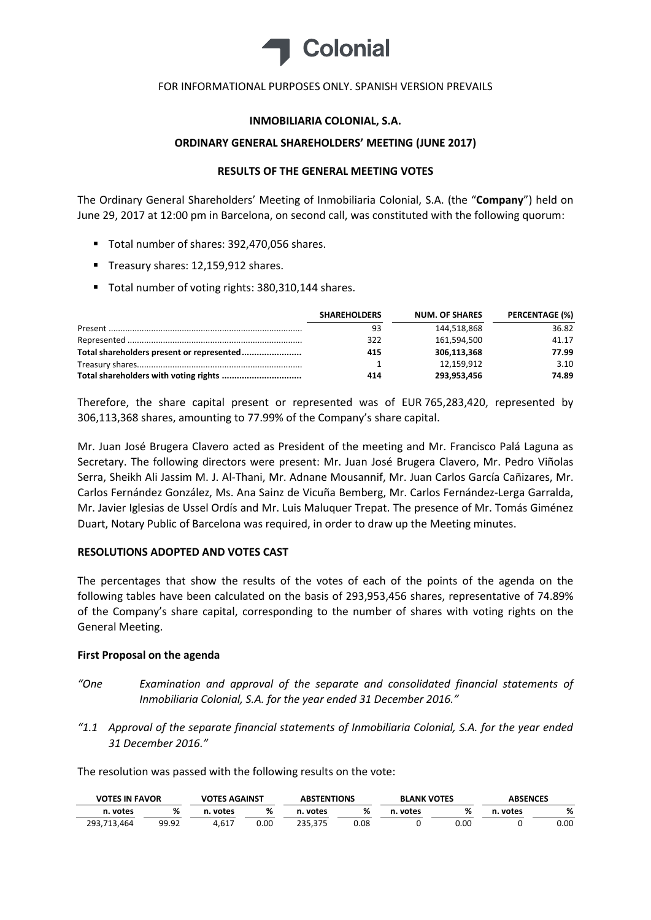Colonial

FOR INFORMATIONAL PURPOSES ONLY. SPANISH VERSION PREVAILS

**INMOBILIARIA COLONIAL, S.A.**

**ORDINARY GENERAL SHAREHOLDERS' MEETING (JUNE 2017)**

**RESULTS OF THE GENERAL MEETING VOTES**

The Ordinary General Shareholders' Meeting of Inmobiliaria Colonial, S.A. (the "**Company**") held on June 29, 2017 at 12:00 pm in Barcelona, on second call, was constituted with the following quorum:

- Total number of shares: 392,470,056 shares.
- Treasury shares: 12,159,912 shares.
- Total number of voting rights: 380,310,144 shares.

| | SHAREHOLDERS | NUM. OF SHARES | PERCENTAGE (%) |
|---|---|---|---|
| Present | 93 | 144,518,868 | 36.82 |
| Represented | 322 | 161,594,500 | 41.17 |
| **Total shareholders present or represented** | **415** | **306,113,368** | **77.99** |
| Treasury shares | 1 | 12,159,912 | 3.10 |
| **Total shareholders with voting rights** | **414** | **293,953,456** | **74.89** |

Therefore, the share capital present or represented was of EUR 765,283,420, represented by 306,113,368 shares, amounting to 77.99% of the Company's share capital.

Mr. Juan José Brugera Clavero acted as President of the meeting and Mr. Francisco Palá Laguna as Secretary. The following directors were present: Mr. Juan José Brugera Clavero, Mr. Pedro Viñolas Serra, Sheikh Ali Jassim M. J. Al-Thani, Mr. Adnane Mousannif, Mr. Juan Carlos García Cañizares, Mr. Carlos Fernández González, Ms. Ana Sainz de Vicuña Bemberg, Mr. Carlos Fernández-Lerga Garralda, Mr. Javier Iglesias de Ussel Ordís and Mr. Luis Maluquer Trepat. The presence of Mr. Tomás Giménez Duart, Notary Public of Barcelona was required, in order to draw up the Meeting minutes.

**RESOLUTIONS ADOPTED AND VOTES CAST**

The percentages that show the results of the votes of each of the points of the agenda on the following tables have been calculated on the basis of 293,953,456 shares, representative of 74.89% of the Company's share capital, corresponding to the number of shares with voting rights on the General Meeting.

**First Proposal on the agenda**

*"One Examination and approval of the separate and consolidated financial statements of Inmobiliaria Colonial, S.A. for the year ended 31 December 2016."*

*"1.1 Approval of the separate financial statements of Inmobiliaria Colonial, S.A. for the year ended 31 December 2016."*

The resolution was passed with the following results on the vote:

| VOTES IN FAVOR | | VOTES AGAINST | | ABSTENTIONS | | BLANK VOTES | | ABSENCES | |
|---|---|---|---|---|---|---|---|---|---|
| n. votes | % | n. votes | % | n. votes | % | n. votes | % | n. votes | % |
| 293,713,464 | 99.92 | 4,617 | 0.00 | 235,375 | 0.08 | 0 | 0.00 | 0 | 0.00 |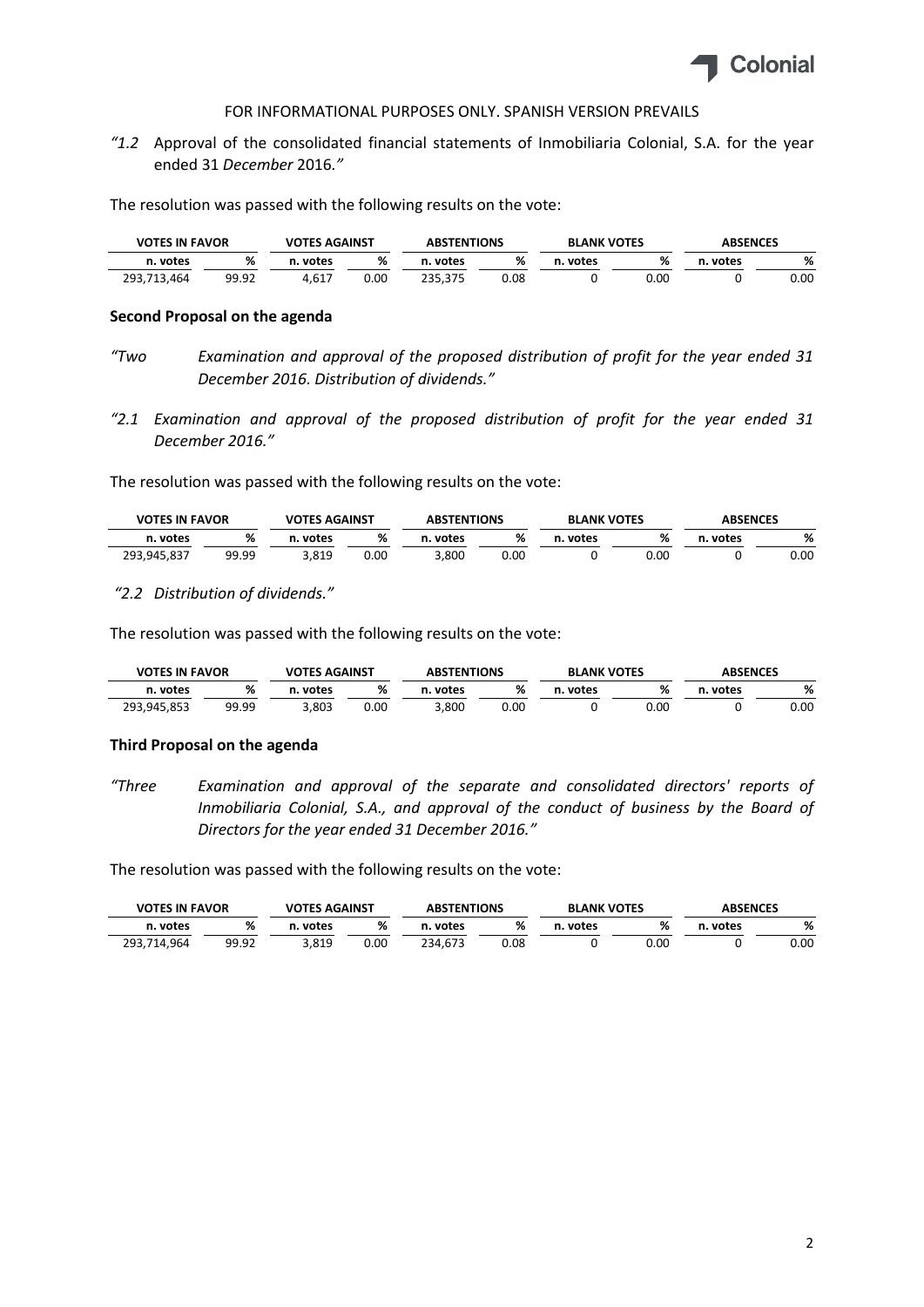FOR INFORMATIONAL PURPOSES ONLY. SPANISH VERSION PREVAILS

*"1.2* Approval of the consolidated financial statements of Inmobiliaria Colonial, S.A. for the year ended 31 *December* 2016.*"*

The resolution was passed with the following results on the vote:

| VOTES IN FAVOR | | VOTES AGAINST | | ABSTENTIONS | | BLANK VOTES | | ABSENCES | |
|---|---|---|---|---|---|---|---|---|---|
| n. votes | % | n. votes | % | n. votes | % | n. votes | % | n. votes | % |
| 293,713,464 | 99.92 | 4,617 | 0.00 | 235,375 | 0.08 | 0 | 0.00 | 0 | 0.00 |

**Second Proposal on the agenda**

*"Two Examination and approval of the proposed distribution of profit for the year ended 31 December 2016. Distribution of dividends."*

*"2.1 Examination and approval of the proposed distribution of profit for the year ended 31 December 2016."*

The resolution was passed with the following results on the vote:

| VOTES IN FAVOR | | VOTES AGAINST | | ABSTENTIONS | | BLANK VOTES | | ABSENCES | |
|---|---|---|---|---|---|---|---|---|---|
| n. votes | % | n. votes | % | n. votes | % | n. votes | % | n. votes | % |
| 293,945,837 | 99.99 | 3,819 | 0.00 | 3,800 | 0.00 | 0 | 0.00 | 0 | 0.00 |

*"2.2 Distribution of dividends."*

The resolution was passed with the following results on the vote:

| VOTES IN FAVOR | | VOTES AGAINST | | ABSTENTIONS | | BLANK VOTES | | ABSENCES | |
|---|---|---|---|---|---|---|---|---|---|
| n. votes | % | n. votes | % | n. votes | % | n. votes | % | n. votes | % |
| 293,945,853 | 99.99 | 3,803 | 0.00 | 3,800 | 0.00 | 0 | 0.00 | 0 | 0.00 |

**Third Proposal on the agenda**

*"Three Examination and approval of the separate and consolidated directors' reports of Inmobiliaria Colonial, S.A., and approval of the conduct of business by the Board of Directors for the year ended 31 December 2016."*

The resolution was passed with the following results on the vote:

| VOTES IN FAVOR | | VOTES AGAINST | | ABSTENTIONS | | BLANK VOTES | | ABSENCES | |
|---|---|---|---|---|---|---|---|---|---|
| n. votes | % | n. votes | % | n. votes | % | n. votes | % | n. votes | % |
| 293,714,964 | 99.92 | 3,819 | 0.00 | 234,673 | 0.08 | 0 | 0.00 | 0 | 0.00 |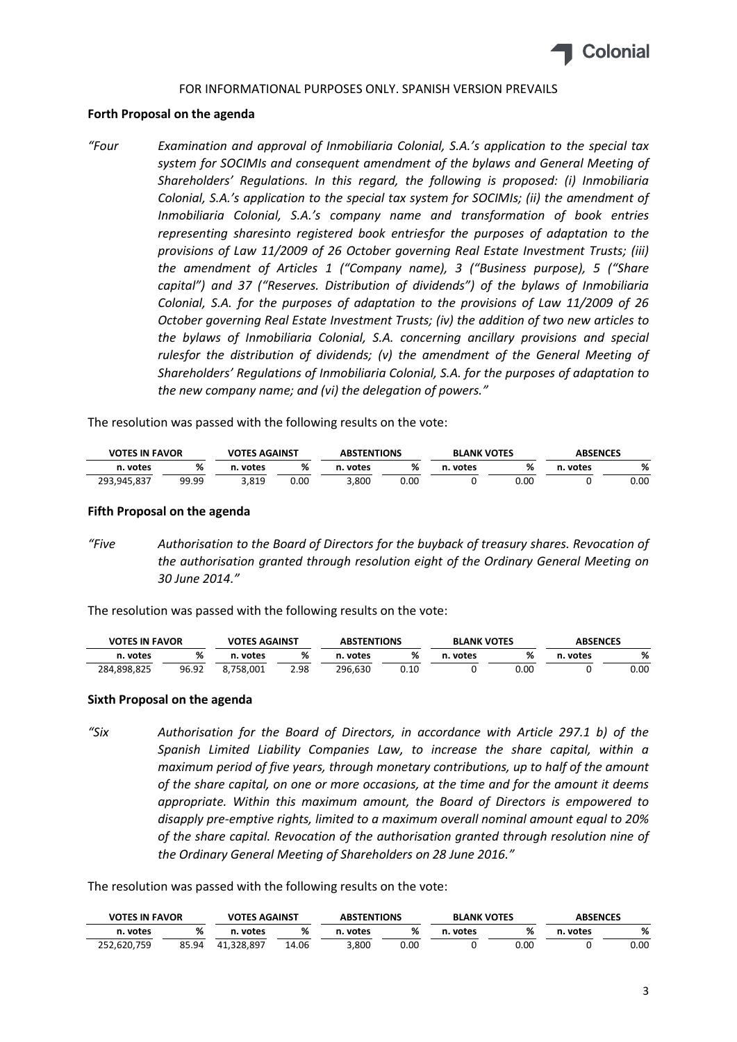FOR INFORMATIONAL PURPOSES ONLY. SPANISH VERSION PREVAILS

**Forth Proposal on the agenda**

*"Four Examination and approval of Inmobiliaria Colonial, S.A.'s application to the special tax system for SOCIMIs and consequent amendment of the bylaws and General Meeting of Shareholders' Regulations. In this regard, the following is proposed: (i) Inmobiliaria Colonial, S.A.'s application to the special tax system for SOCIMIs; (ii) the amendment of Inmobiliaria Colonial, S.A.'s company name and transformation of book entries representing sharesinto registered book entriesfor the purposes of adaptation to the provisions of Law 11/2009 of 26 October governing Real Estate Investment Trusts; (iii) the amendment of Articles 1 ("Company name), 3 ("Business purpose), 5 ("Share capital") and 37 ("Reserves. Distribution of dividends") of the bylaws of Inmobiliaria Colonial, S.A. for the purposes of adaptation to the provisions of Law 11/2009 of 26 October governing Real Estate Investment Trusts; (iv) the addition of two new articles to the bylaws of Inmobiliaria Colonial, S.A. concerning ancillary provisions and special rulesfor the distribution of dividends; (v) the amendment of the General Meeting of Shareholders' Regulations of Inmobiliaria Colonial, S.A. for the purposes of adaptation to the new company name; and (vi) the delegation of powers."*

The resolution was passed with the following results on the vote:

| VOTES IN FAVOR | | VOTES AGAINST | | ABSTENTIONS | | BLANK VOTES | | ABSENCES | |
|---|---|---|---|---|---|---|---|---|---|
| n. votes | % | n. votes | % | n. votes | % | n. votes | % | n. votes | % |
| 293,945,837 | 99.99 | 3,819 | 0.00 | 3,800 | 0.00 | 0 | 0.00 | 0 | 0.00 |

**Fifth Proposal on the agenda**

*"Five Authorisation to the Board of Directors for the buyback of treasury shares. Revocation of the authorisation granted through resolution eight of the Ordinary General Meeting on 30 June 2014."*

The resolution was passed with the following results on the vote:

| VOTES IN FAVOR | | VOTES AGAINST | | ABSTENTIONS | | BLANK VOTES | | ABSENCES | |
|---|---|---|---|---|---|---|---|---|---|
| n. votes | % | n. votes | % | n. votes | % | n. votes | % | n. votes | % |
| 284,898,825 | 96.92 | 8,758,001 | 2.98 | 296,630 | 0.10 | 0 | 0.00 | 0 | 0.00 |

**Sixth Proposal on the agenda**

*"Six Authorisation for the Board of Directors, in accordance with Article 297.1 b) of the Spanish Limited Liability Companies Law, to increase the share capital, within a maximum period of five years, through monetary contributions, up to half of the amount of the share capital, on one or more occasions, at the time and for the amount it deems appropriate. Within this maximum amount, the Board of Directors is empowered to disapply pre-emptive rights, limited to a maximum overall nominal amount equal to 20% of the share capital. Revocation of the authorisation granted through resolution nine of the Ordinary General Meeting of Shareholders on 28 June 2016."*

The resolution was passed with the following results on the vote:

| VOTES IN FAVOR | | VOTES AGAINST | | ABSTENTIONS | | BLANK VOTES | | ABSENCES | |
|---|---|---|---|---|---|---|---|---|---|
| n. votes | % | n. votes | % | n. votes | % | n. votes | % | n. votes | % |
| 252,620,759 | 85.94 | 41,328,897 | 14.06 | 3,800 | 0.00 | 0 | 0.00 | 0 | 0.00 |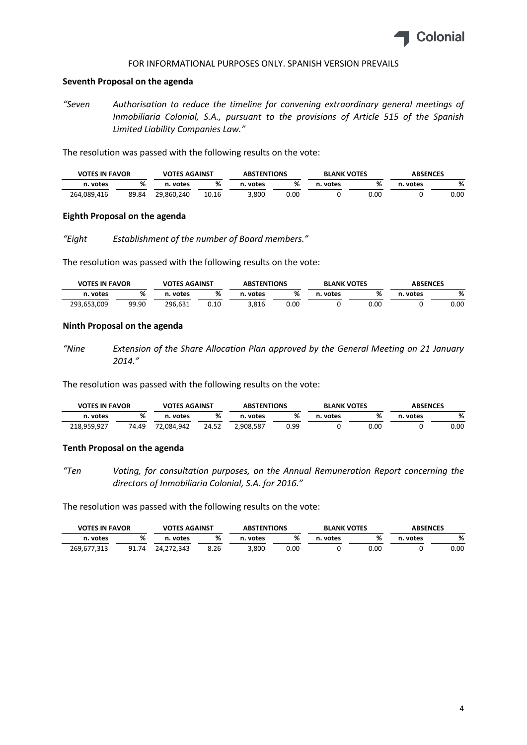FOR INFORMATIONAL PURPOSES ONLY. SPANISH VERSION PREVAILS

**Seventh Proposal on the agenda**

*"Seven Authorisation to reduce the timeline for convening extraordinary general meetings of Inmobiliaria Colonial, S.A., pursuant to the provisions of Article 515 of the Spanish Limited Liability Companies Law."*

The resolution was passed with the following results on the vote:

| VOTES IN FAVOR | | VOTES AGAINST | | ABSTENTIONS | | BLANK VOTES | | ABSENCES | |
|---|---|---|---|---|---|---|---|---|---|
| n. votes | % | n. votes | % | n. votes | % | n. votes | % | n. votes | % |
| 264,089,416 | 89.84 | 29,860,240 | 10.16 | 3,800 | 0.00 | 0 | 0.00 | 0 | 0.00 |

**Eighth Proposal on the agenda**

*"Eight Establishment of the number of Board members."*

The resolution was passed with the following results on the vote:

| VOTES IN FAVOR | | VOTES AGAINST | | ABSTENTIONS | | BLANK VOTES | | ABSENCES | |
|---|---|---|---|---|---|---|---|---|---|
| n. votes | % | n. votes | % | n. votes | % | n. votes | % | n. votes | % |
| 293,653,009 | 99.90 | 296,631 | 0.10 | 3,816 | 0.00 | 0 | 0.00 | 0 | 0.00 |

**Ninth Proposal on the agenda**

*"Nine Extension of the Share Allocation Plan approved by the General Meeting on 21 January 2014."*

The resolution was passed with the following results on the vote:

| VOTES IN FAVOR | | VOTES AGAINST | | ABSTENTIONS | | BLANK VOTES | | ABSENCES | |
|---|---|---|---|---|---|---|---|---|---|
| n. votes | % | n. votes | % | n. votes | % | n. votes | % | n. votes | % |
| 218,959,927 | 74.49 | 72,084,942 | 24.52 | 2,908,587 | 0.99 | 0 | 0.00 | 0 | 0.00 |

**Tenth Proposal on the agenda**

*"Ten Voting, for consultation purposes, on the Annual Remuneration Report concerning the directors of Inmobiliaria Colonial, S.A. for 2016."*

The resolution was passed with the following results on the vote:

| VOTES IN FAVOR | | VOTES AGAINST | | ABSTENTIONS | | BLANK VOTES | | ABSENCES | |
|---|---|---|---|---|---|---|---|---|---|
| n. votes | % | n. votes | % | n. votes | % | n. votes | % | n. votes | % |
| 269,677,313 | 91.74 | 24,272,343 | 8.26 | 3,800 | 0.00 | 0 | 0.00 | 0 | 0.00 |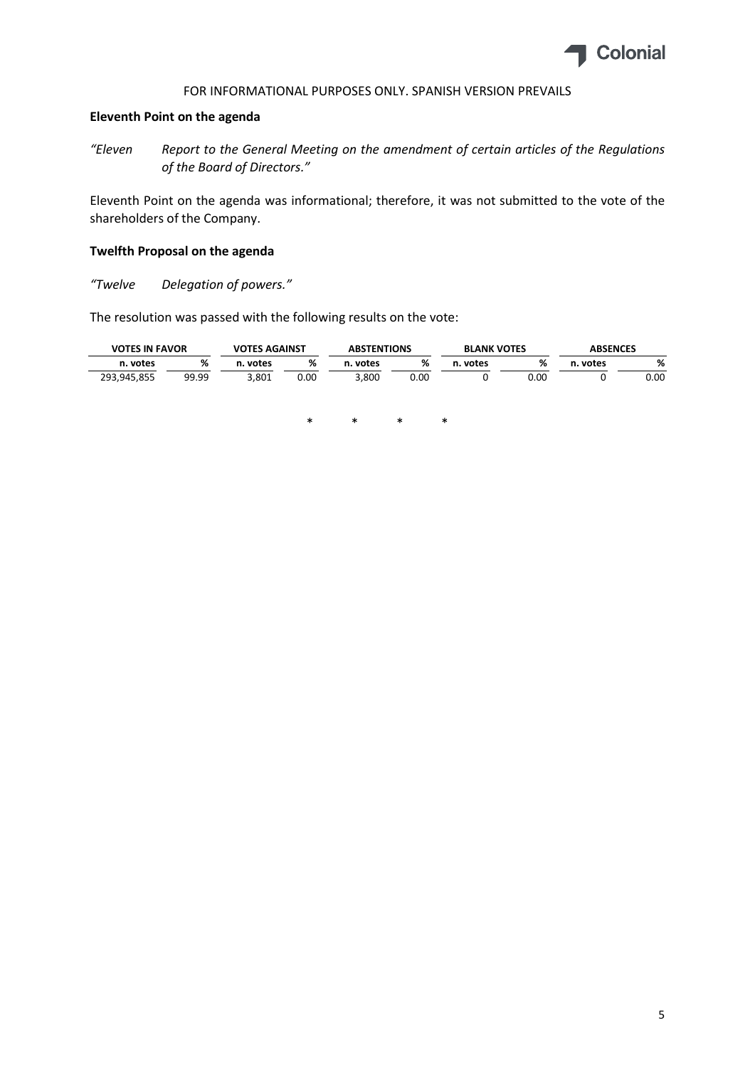FOR INFORMATIONAL PURPOSES ONLY. SPANISH VERSION PREVAILS

**Eleventh Point on the agenda**

*"Eleven Report to the General Meeting on the amendment of certain articles of the Regulations of the Board of Directors."*

Eleventh Point on the agenda was informational; therefore, it was not submitted to the vote of the shareholders of the Company.

**Twelfth Proposal on the agenda**

*"Twelve Delegation of powers."*

The resolution was passed with the following results on the vote:

| VOTES IN FAVOR | | VOTES AGAINST | | ABSTENTIONS | | BLANK VOTES | | ABSENCES | |
|---|---|---|---|---|---|---|---|---|---|
| n. votes | % | n. votes | % | n. votes | % | n. votes | % | n. votes | % |
| 293,945,855 | 99.99 | 3,801 | 0.00 | 3,800 | 0.00 | 0 | 0.00 | 0 | 0.00 |

\* \* \* \*